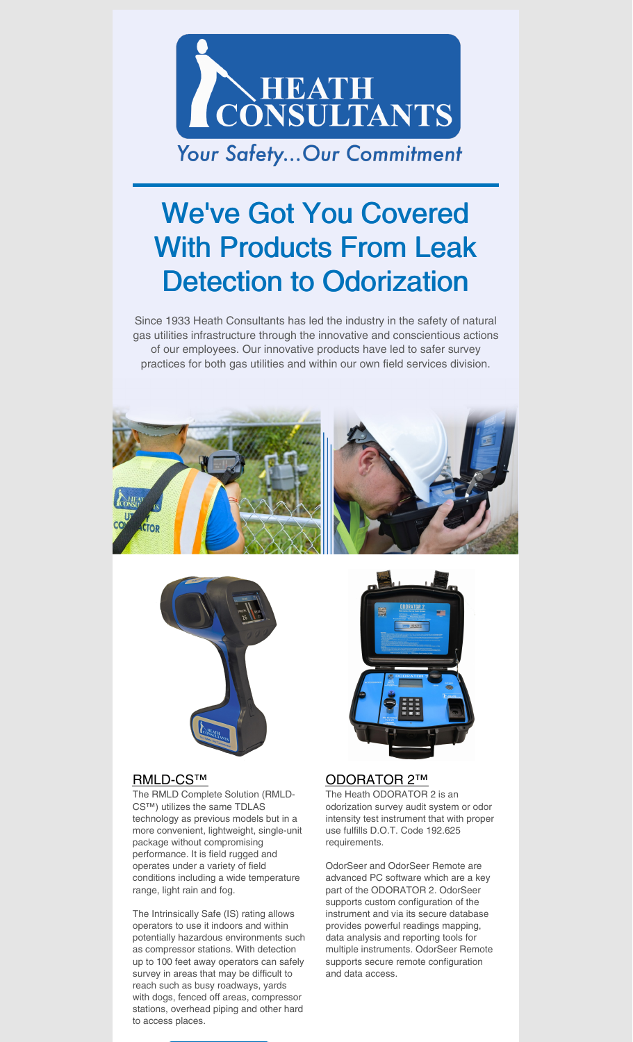HEATH CONSULTANTS

*Your Safety...Our Commitment*

# We've Got You Covered With Products From Leak Detection to Odorization

Since 1933 Heath Consultants has led the industry in the safety of natural gas utilities infrastructure through the innovative and conscientious actions of our employees. Our innovative products have led to safer survey practices for both gas utilities and within our own field services division.

## RMLD-CS™

The RMLD Complete Solution (RMLD-CS™) utilizes the same TDLAS technology as previous models but in a more convenient, lightweight, single-unit package without compromising performance. It is field rugged and operates under a variety of field conditions including a wide temperature range, light rain and fog.

The Intrinsically Safe (IS) rating allows operators to use it indoors and within potentially hazardous environments such as compressor stations. With detection up to 100 feet away operators can safely survey in areas that may be difficult to reach such as busy roadways, yards with dogs, fenced off areas, compressor stations, overhead piping and other hard to access places.

## ODORATOR 2™

The Heath ODORATOR 2 is an odorization survey audit system or odor intensity test instrument that with proper use fulfills D.O.T. Code 192.625 requirements.

OdorSeer and OdorSeer Remote are advanced PC software which are a key part of the ODORATOR 2. OdorSeer supports custom configuration of the instrument and via its secure database provides powerful readings mapping, data analysis and reporting tools for multiple instruments. OdorSeer Remote supports secure remote configuration and data access.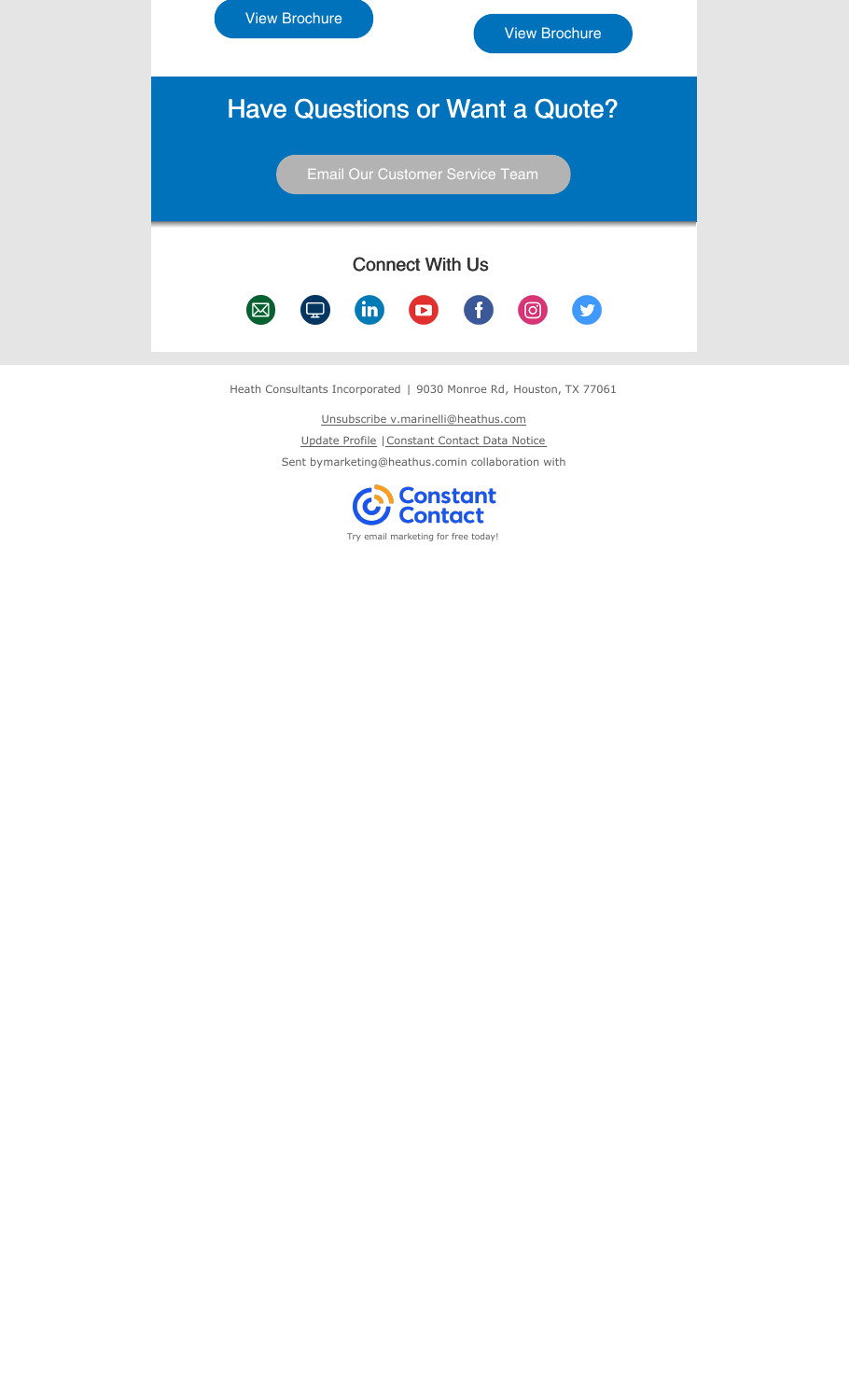View Brochure

View Brochure

## Have Questions or Want a Quote?

Email Our Customer Service Team

### Connect With Us

Heath Consultants Incorporated | 9030 Monroe Rd, Houston, TX 77061

Unsubscribe v.marinelli@heathus.com

Update Profile | Constant Contact Data Notice

Sent bymarketing@heathus.comin collaboration with

Constant Contact

Try email marketing for free today!